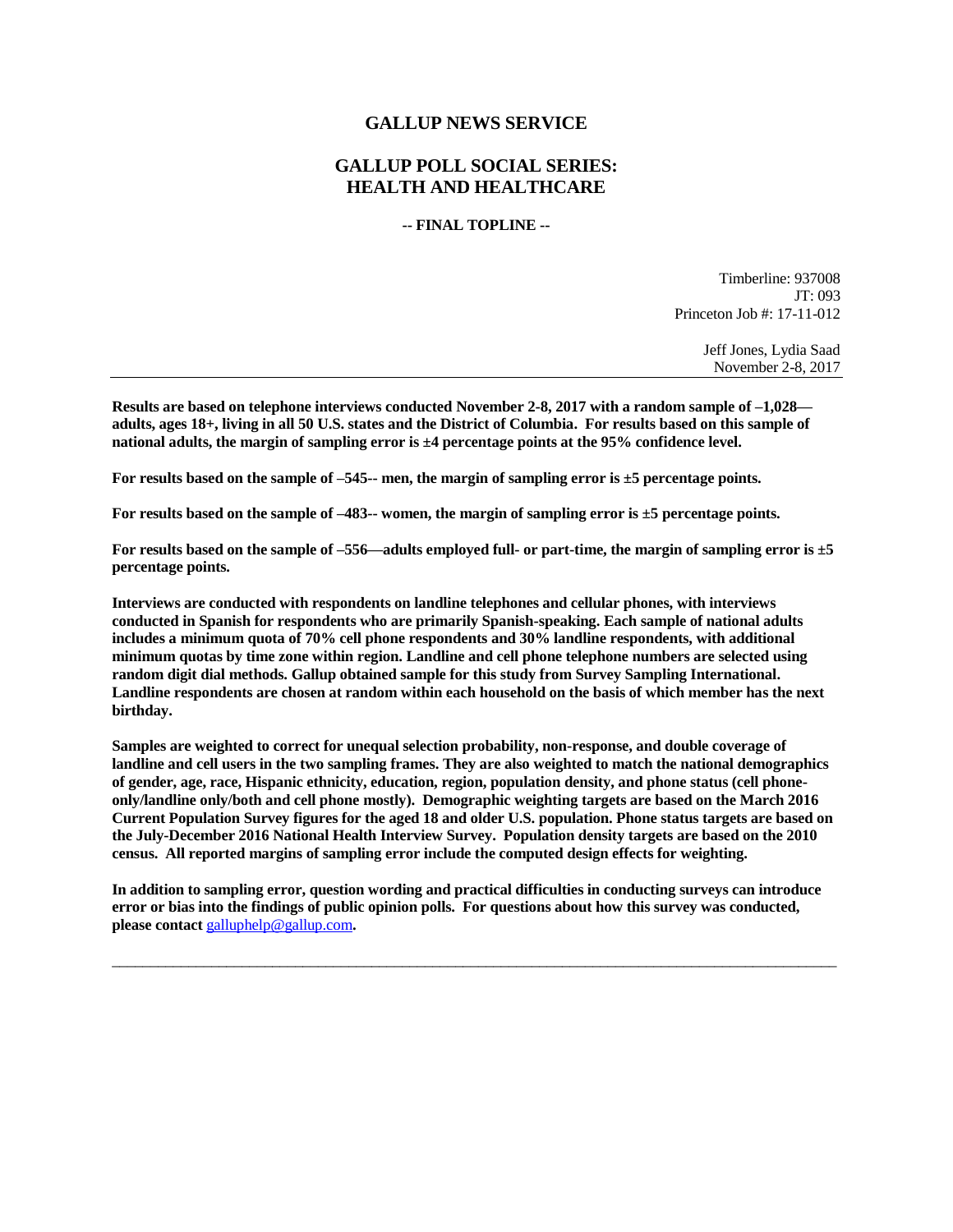# GALLUP NEWS SERVICE

## GALLUP POLL SOCIAL SERIES: HEALTH AND HEALTHCARE

**-- FINAL TOPLINE --**

Timberline: 937008
JT: 093
Princeton Job #: 17-11-012

Jeff Jones, Lydia Saad
November 2-8, 2017

---

**Results are based on telephone interviews conducted November 2-8, 2017 with a random sample of –1,028— adults, ages 18+, living in all 50 U.S. states and the District of Columbia. For results based on this sample of national adults, the margin of sampling error is ±4 percentage points at the 95% confidence level.**

**For results based on the sample of –545-- men, the margin of sampling error is ±5 percentage points.**

**For results based on the sample of –483-- women, the margin of sampling error is ±5 percentage points.**

**For results based on the sample of –556—adults employed full- or part-time, the margin of sampling error is ±5 percentage points.**

**Interviews are conducted with respondents on landline telephones and cellular phones, with interviews conducted in Spanish for respondents who are primarily Spanish-speaking. Each sample of national adults includes a minimum quota of 70% cell phone respondents and 30% landline respondents, with additional minimum quotas by time zone within region. Landline and cell phone telephone numbers are selected using random digit dial methods. Gallup obtained sample for this study from Survey Sampling International. Landline respondents are chosen at random within each household on the basis of which member has the next birthday.**

**Samples are weighted to correct for unequal selection probability, non-response, and double coverage of landline and cell users in the two sampling frames. They are also weighted to match the national demographics of gender, age, race, Hispanic ethnicity, education, region, population density, and phone status (cell phone-only/landline only/both and cell phone mostly). Demographic weighting targets are based on the March 2016 Current Population Survey figures for the aged 18 and older U.S. population. Phone status targets are based on the July-December 2016 National Health Interview Survey. Population density targets are based on the 2010 census. All reported margins of sampling error include the computed design effects for weighting.**

**In addition to sampling error, question wording and practical difficulties in conducting surveys can introduce error or bias into the findings of public opinion polls. For questions about how this survey was conducted, please contact** galluphelp@gallup.com**.**

---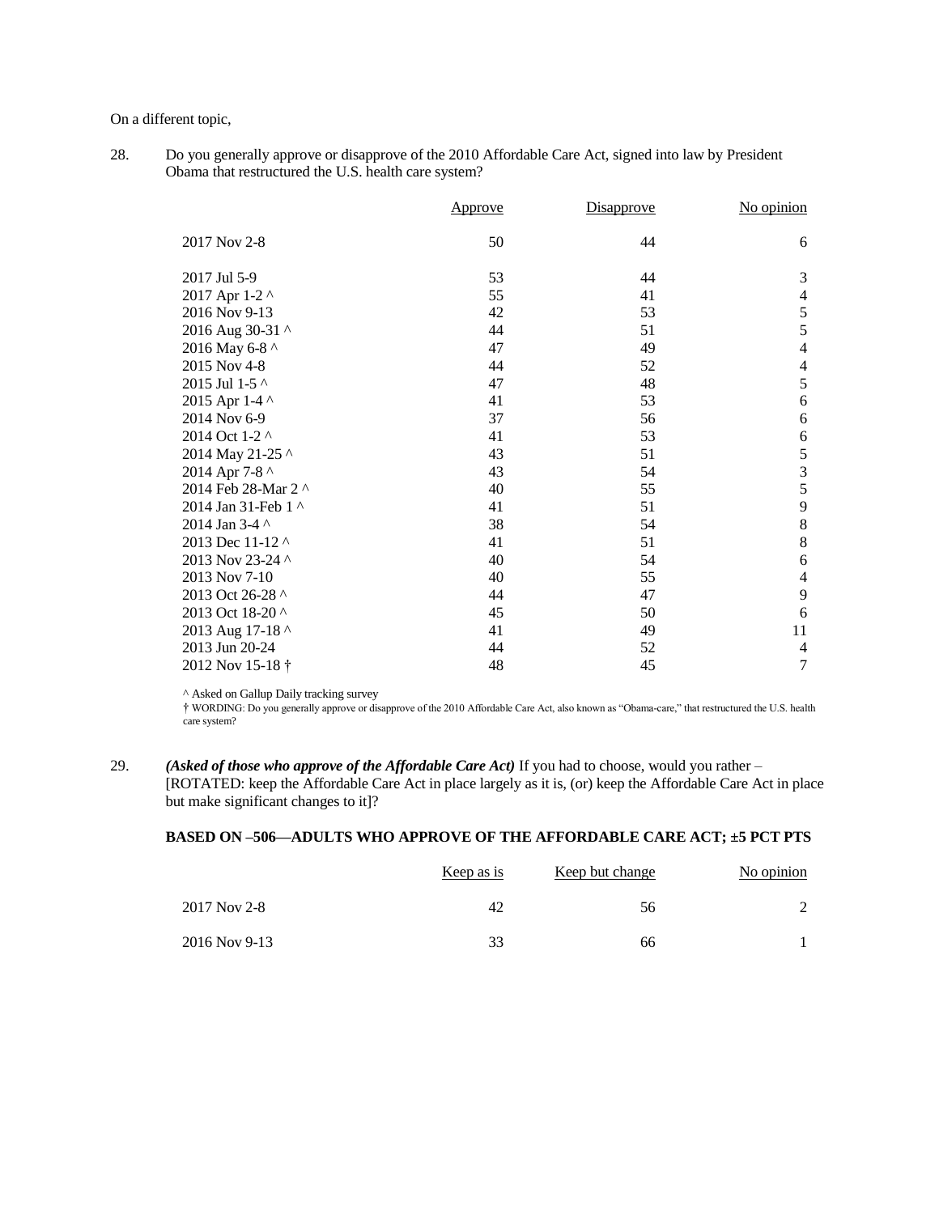On a different topic,

28. Do you generally approve or disapprove of the 2010 Affordable Care Act, signed into law by President Obama that restructured the U.S. health care system?

| | Approve | Disapprove | No opinion |
|---|---|---|---|
| 2017 Nov 2-8 | 50 | 44 | 6 |
| 2017 Jul 5-9 | 53 | 44 | 3 |
| 2017 Apr 1-2 ^ | 55 | 41 | 4 |
| 2016 Nov 9-13 | 42 | 53 | 5 |
| 2016 Aug 30-31 ^ | 44 | 51 | 5 |
| 2016 May 6-8 ^ | 47 | 49 | 4 |
| 2015 Nov 4-8 | 44 | 52 | 4 |
| 2015 Jul 1-5 ^ | 47 | 48 | 5 |
| 2015 Apr 1-4 ^ | 41 | 53 | 6 |
| 2014 Nov 6-9 | 37 | 56 | 6 |
| 2014 Oct 1-2 ^ | 41 | 53 | 6 |
| 2014 May 21-25 ^ | 43 | 51 | 5 |
| 2014 Apr 7-8 ^ | 43 | 54 | 3 |
| 2014 Feb 28-Mar 2 ^ | 40 | 55 | 5 |
| 2014 Jan 31-Feb 1 ^ | 41 | 51 | 9 |
| 2014 Jan 3-4 ^ | 38 | 54 | 8 |
| 2013 Dec 11-12 ^ | 41 | 51 | 8 |
| 2013 Nov 23-24 ^ | 40 | 54 | 6 |
| 2013 Nov 7-10 | 40 | 55 | 4 |
| 2013 Oct 26-28 ^ | 44 | 47 | 9 |
| 2013 Oct 18-20 ^ | 45 | 50 | 6 |
| 2013 Aug 17-18 ^ | 41 | 49 | 11 |
| 2013 Jun 20-24 | 44 | 52 | 4 |
| 2012 Nov 15-18 † | 48 | 45 | 7 |

^ Asked on Gallup Daily tracking survey

† WORDING: Do you generally approve or disapprove of the 2010 Affordable Care Act, also known as "Obama-care," that restructured the U.S. health care system?

29. ***(Asked of those who approve of the Affordable Care Act)*** If you had to choose, would you rather – [ROTATED: keep the Affordable Care Act in place largely as it is, (or) keep the Affordable Care Act in place but make significant changes to it]?

**BASED ON –506—ADULTS WHO APPROVE OF THE AFFORDABLE CARE ACT; ±5 PCT PTS**

| | Keep as is | Keep but change | No opinion |
|---|---|---|---|
| 2017 Nov 2-8 | 42 | 56 | 2 |
| 2016 Nov 9-13 | 33 | 66 | 1 |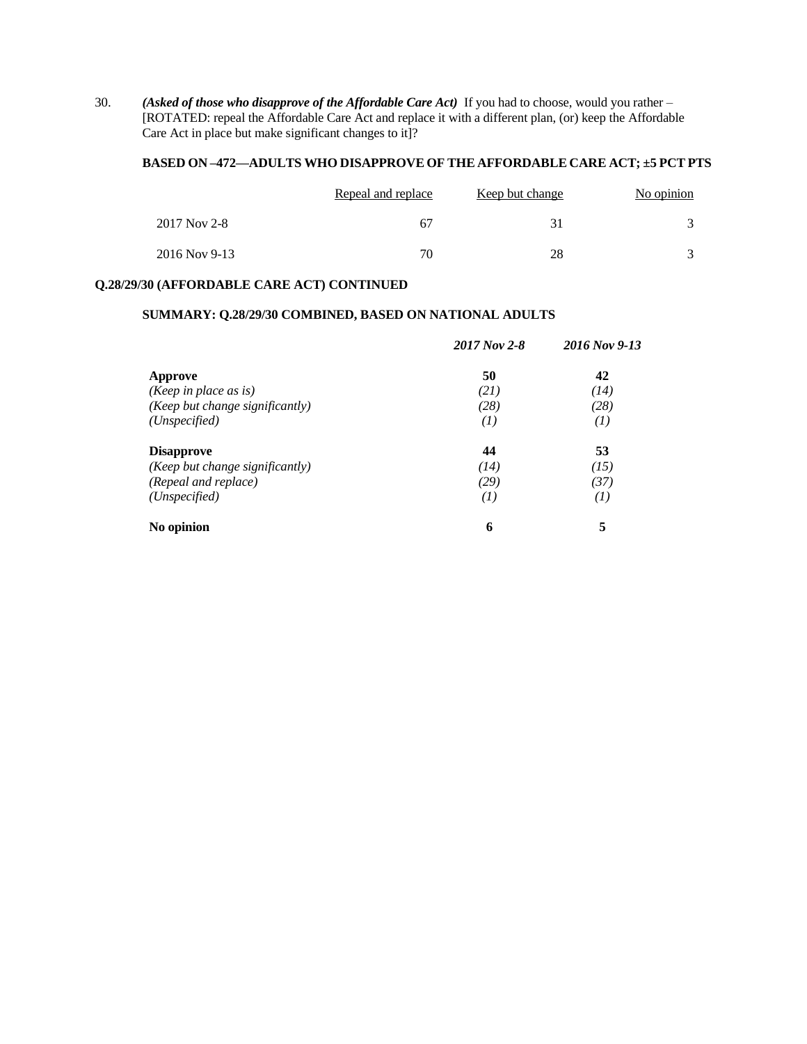30. ***(Asked of those who disapprove of the Affordable Care Act)*** If you had to choose, would you rather – [ROTATED: repeal the Affordable Care Act and replace it with a different plan, (or) keep the Affordable Care Act in place but make significant changes to it]?

**BASED ON –472—ADULTS WHO DISAPPROVE OF THE AFFORDABLE CARE ACT; ±5 PCT PTS**

| | Repeal and replace | Keep but change | No opinion |
|---|---|---|---|
| 2017 Nov 2-8 | 67 | 31 | 3 |
| 2016 Nov 9-13 | 70 | 28 | 3 |

**Q.28/29/30 (AFFORDABLE CARE ACT) CONTINUED**

**SUMMARY: Q.28/29/30 COMBINED, BASED ON NATIONAL ADULTS**

| | *2017 Nov 2-8* | *2016 Nov 9-13* |
|---|---|---|
| **Approve** | **50** | **42** |
| *(Keep in place as is)* | *(21)* | *(14)* |
| *(Keep but change significantly)* | *(28)* | *(28)* |
| *(Unspecified)* | *(1)* | *(1)* |
| **Disapprove** | **44** | **53** |
| *(Keep but change significantly)* | *(14)* | *(15)* |
| *(Repeal and replace)* | *(29)* | *(37)* |
| *(Unspecified)* | *(1)* | *(1)* |
| **No opinion** | **6** | **5** |